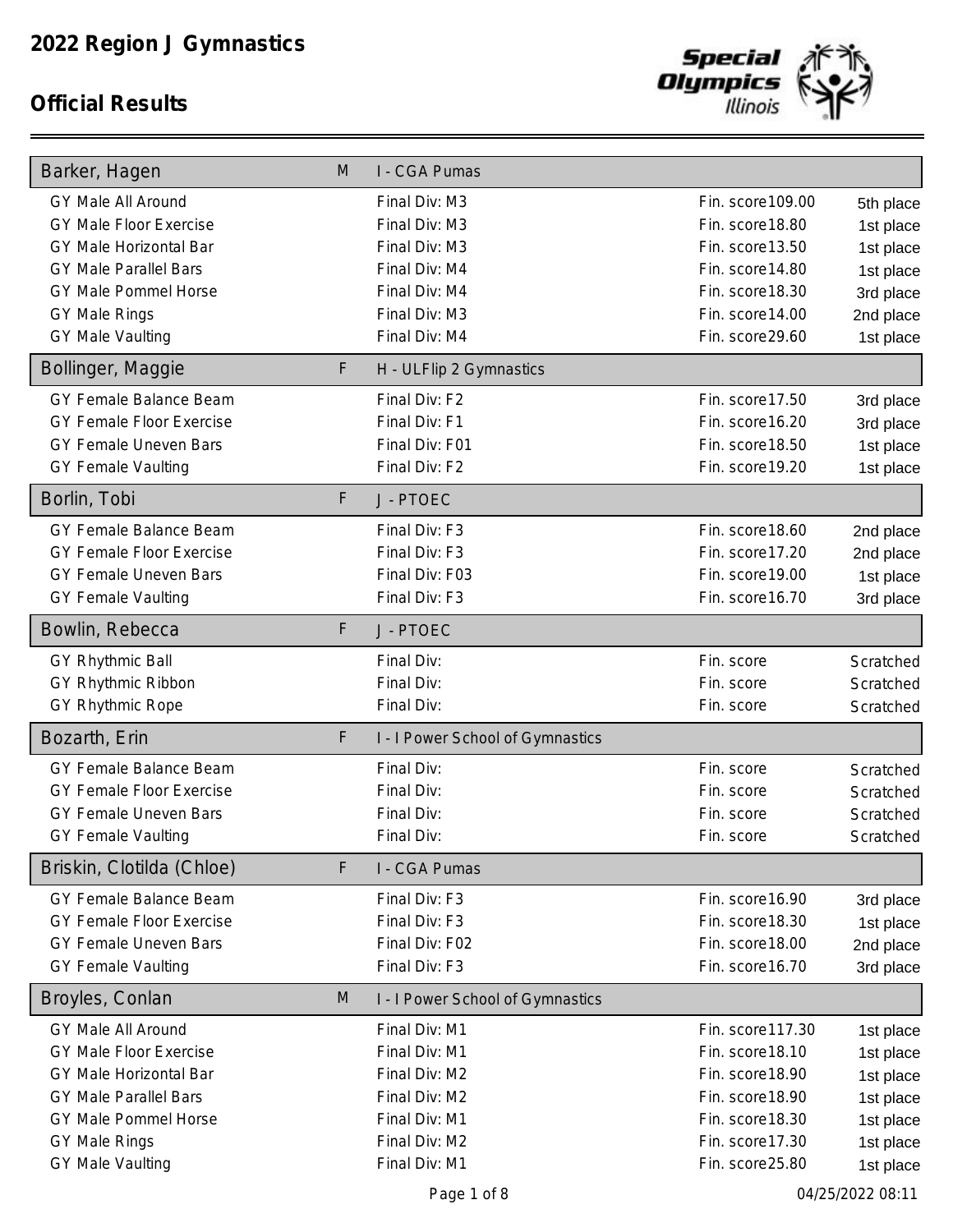# 2022 Region J Gymnastics

## Official Results

| Athlete | Gender | Team / Event | Final Div | Fin. score | Place |
|---|---|---|---|---|---|
| **Barker, Hagen** | M | I - CGA Pumas | | | |
| | | GY Male All Around | Final Div: M3 | Fin. score 109.00 | 5th place |
| | | GY Male Floor Exercise | Final Div: M3 | Fin. score 18.80 | 1st place |
| | | GY Male Horizontal Bar | Final Div: M3 | Fin. score 13.50 | 1st place |
| | | GY Male Parallel Bars | Final Div: M4 | Fin. score 14.80 | 1st place |
| | | GY Male Pommel Horse | Final Div: M4 | Fin. score 18.30 | 3rd place |
| | | GY Male Rings | Final Div: M3 | Fin. score 14.00 | 2nd place |
| | | GY Male Vaulting | Final Div: M4 | Fin. score 29.60 | 1st place |
| **Bollinger, Maggie** | F | H - ULFlip 2 Gymnastics | | | |
| | | GY Female Balance Beam | Final Div: F2 | Fin. score 17.50 | 3rd place |
| | | GY Female Floor Exercise | Final Div: F1 | Fin. score 16.20 | 3rd place |
| | | GY Female Uneven Bars | Final Div: F01 | Fin. score 18.50 | 1st place |
| | | GY Female Vaulting | Final Div: F2 | Fin. score 19.20 | 1st place |
| **Borlin, Tobi** | F | J - PTOEC | | | |
| | | GY Female Balance Beam | Final Div: F3 | Fin. score 18.60 | 2nd place |
| | | GY Female Floor Exercise | Final Div: F3 | Fin. score 17.20 | 2nd place |
| | | GY Female Uneven Bars | Final Div: F03 | Fin. score 19.00 | 1st place |
| | | GY Female Vaulting | Final Div: F3 | Fin. score 16.70 | 3rd place |
| **Bowlin, Rebecca** | F | J - PTOEC | | | |
| | | GY Rhythmic Ball | Final Div: | Fin. score | Scratched |
| | | GY Rhythmic Ribbon | Final Div: | Fin. score | Scratched |
| | | GY Rhythmic Rope | Final Div: | Fin. score | Scratched |
| **Bozarth, Erin** | F | I - I Power School of Gymnastics | | | |
| | | GY Female Balance Beam | Final Div: | Fin. score | Scratched |
| | | GY Female Floor Exercise | Final Div: | Fin. score | Scratched |
| | | GY Female Uneven Bars | Final Div: | Fin. score | Scratched |
| | | GY Female Vaulting | Final Div: | Fin. score | Scratched |
| **Briskin, Clotilda (Chloe)** | F | I - CGA Pumas | | | |
| | | GY Female Balance Beam | Final Div: F3 | Fin. score 16.90 | 3rd place |
| | | GY Female Floor Exercise | Final Div: F3 | Fin. score 18.30 | 1st place |
| | | GY Female Uneven Bars | Final Div: F02 | Fin. score 18.00 | 2nd place |
| | | GY Female Vaulting | Final Div: F3 | Fin. score 16.70 | 3rd place |
| **Broyles, Conlan** | M | I - I Power School of Gymnastics | | | |
| | | GY Male All Around | Final Div: M1 | Fin. score 117.30 | 1st place |
| | | GY Male Floor Exercise | Final Div: M1 | Fin. score 18.10 | 1st place |
| | | GY Male Horizontal Bar | Final Div: M2 | Fin. score 18.90 | 1st place |
| | | GY Male Parallel Bars | Final Div: M2 | Fin. score 18.90 | 1st place |
| | | GY Male Pommel Horse | Final Div: M1 | Fin. score 18.30 | 1st place |
| | | GY Male Rings | Final Div: M2 | Fin. score 17.30 | 1st place |
| | | GY Male Vaulting | Final Div: M1 | Fin. score 25.80 | 1st place |

04/25/2022 08:11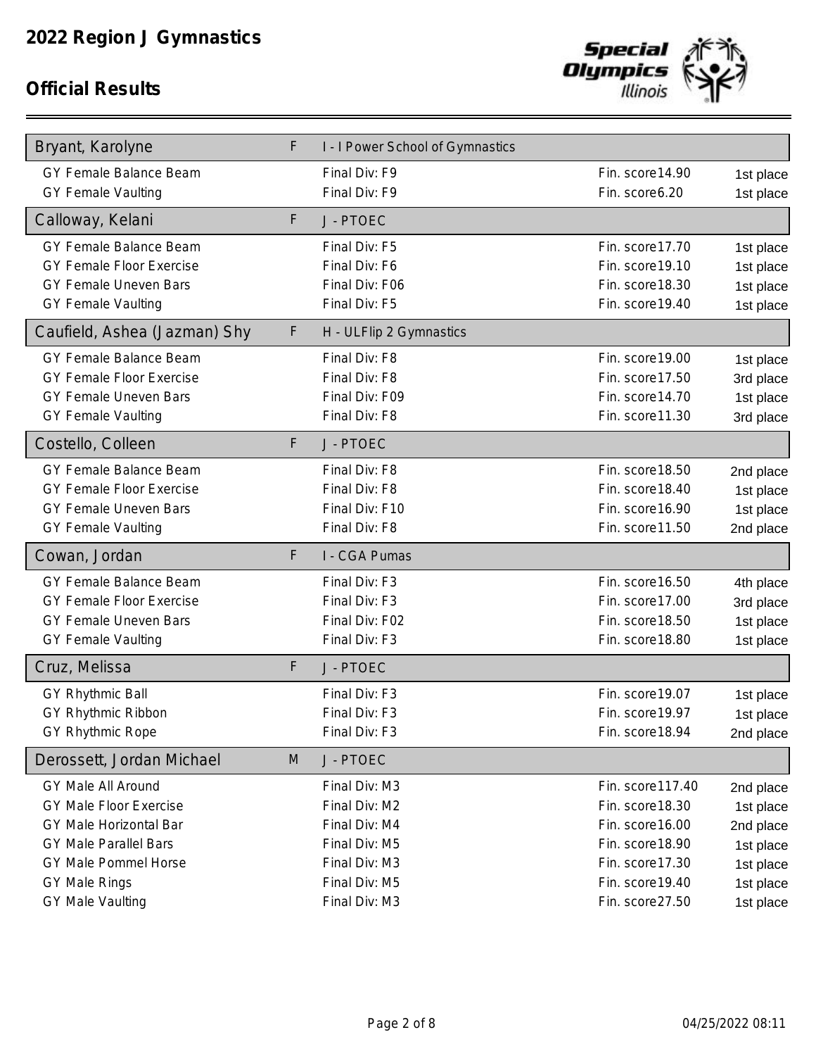# 2022 Region J Gymnastics

## Official Results

| Athlete | Gender | Team | | |
|---|---|---|---|---|
| **Bryant, Karolyne** | F | I - I Power School of Gymnastics | | |
| GY Female Balance Beam | | Final Div: F9 | Fin. score 14.90 | 1st place |
| GY Female Vaulting | | Final Div: F9 | Fin. score 6.20 | 1st place |
| **Calloway, Kelani** | F | J - PTOEC | | |
| GY Female Balance Beam | | Final Div: F5 | Fin. score 17.70 | 1st place |
| GY Female Floor Exercise | | Final Div: F6 | Fin. score 19.10 | 1st place |
| GY Female Uneven Bars | | Final Div: F06 | Fin. score 18.30 | 1st place |
| GY Female Vaulting | | Final Div: F5 | Fin. score 19.40 | 1st place |
| **Caufield, Ashea (Jazman) Shy** | F | H - ULFlip 2 Gymnastics | | |
| GY Female Balance Beam | | Final Div: F8 | Fin. score 19.00 | 1st place |
| GY Female Floor Exercise | | Final Div: F8 | Fin. score 17.50 | 3rd place |
| GY Female Uneven Bars | | Final Div: F09 | Fin. score 14.70 | 1st place |
| GY Female Vaulting | | Final Div: F8 | Fin. score 11.30 | 3rd place |
| **Costello, Colleen** | F | J - PTOEC | | |
| GY Female Balance Beam | | Final Div: F8 | Fin. score 18.50 | 2nd place |
| GY Female Floor Exercise | | Final Div: F8 | Fin. score 18.40 | 1st place |
| GY Female Uneven Bars | | Final Div: F10 | Fin. score 16.90 | 1st place |
| GY Female Vaulting | | Final Div: F8 | Fin. score 11.50 | 2nd place |
| **Cowan, Jordan** | F | I - CGA Pumas | | |
| GY Female Balance Beam | | Final Div: F3 | Fin. score 16.50 | 4th place |
| GY Female Floor Exercise | | Final Div: F3 | Fin. score 17.00 | 3rd place |
| GY Female Uneven Bars | | Final Div: F02 | Fin. score 18.50 | 1st place |
| GY Female Vaulting | | Final Div: F3 | Fin. score 18.80 | 1st place |
| **Cruz, Melissa** | F | J - PTOEC | | |
| GY Rhythmic Ball | | Final Div: F3 | Fin. score 19.07 | 1st place |
| GY Rhythmic Ribbon | | Final Div: F3 | Fin. score 19.97 | 1st place |
| GY Rhythmic Rope | | Final Div: F3 | Fin. score 18.94 | 2nd place |
| **Derossett, Jordan Michael** | M | J - PTOEC | | |
| GY Male All Around | | Final Div: M3 | Fin. score 117.40 | 2nd place |
| GY Male Floor Exercise | | Final Div: M2 | Fin. score 18.30 | 1st place |
| GY Male Horizontal Bar | | Final Div: M4 | Fin. score 16.00 | 2nd place |
| GY Male Parallel Bars | | Final Div: M5 | Fin. score 18.90 | 1st place |
| GY Male Pommel Horse | | Final Div: M3 | Fin. score 17.30 | 1st place |
| GY Male Rings | | Final Div: M5 | Fin. score 19.40 | 1st place |
| GY Male Vaulting | | Final Div: M3 | Fin. score 27.50 | 1st place |

04/25/2022 08:11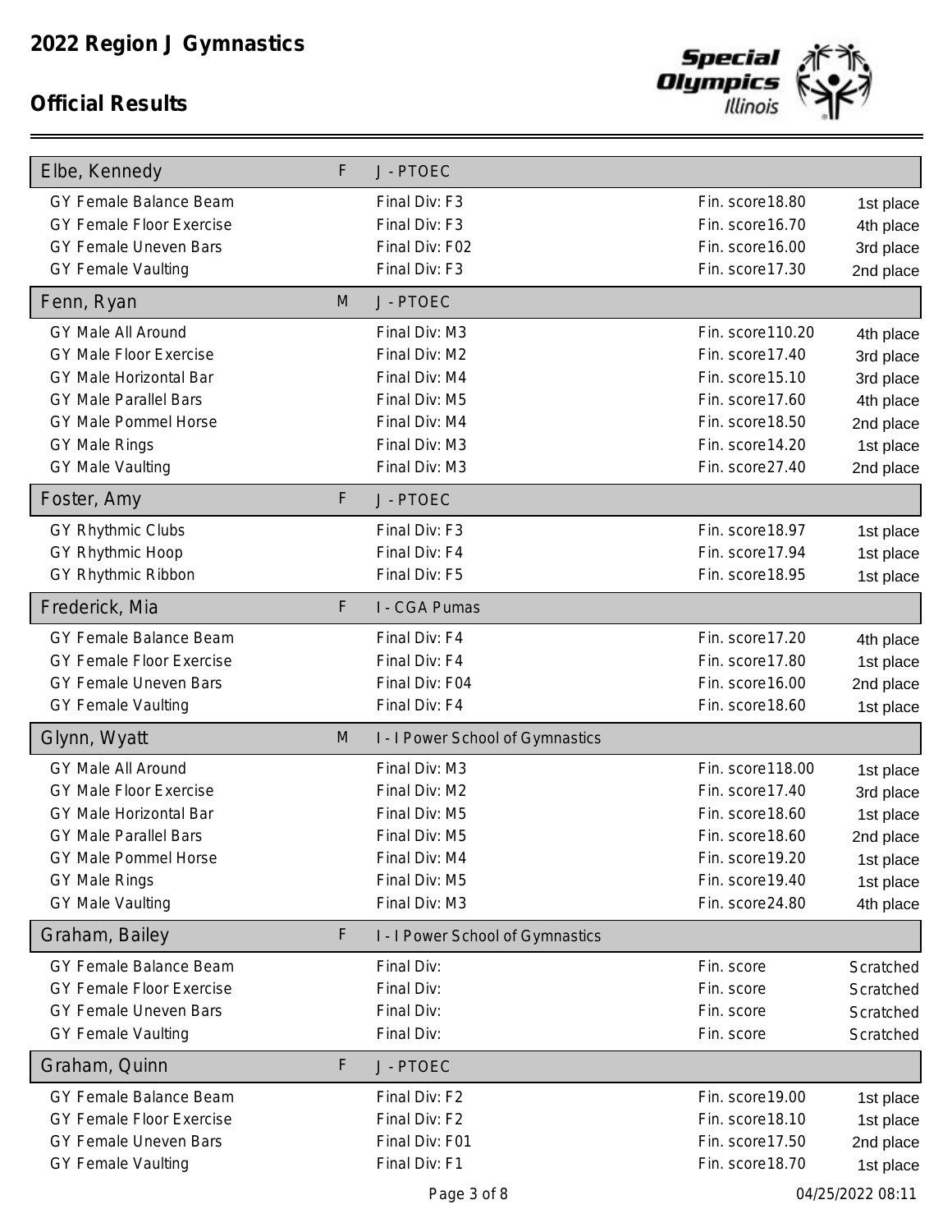# 2022 Region J Gymnastics

## Official Results

| Athlete | Gender | Team / Event | Final Div | Fin. score | Place |
|---|---|---|---|---|---|
| **Elbe, Kennedy** | F | J - PTOEC | | | |
| | | GY Female Balance Beam | F3 | 18.80 | 1st place |
| | | GY Female Floor Exercise | F3 | 16.70 | 4th place |
| | | GY Female Uneven Bars | F02 | 16.00 | 3rd place |
| | | GY Female Vaulting | F3 | 17.30 | 2nd place |
| **Fenn, Ryan** | M | J - PTOEC | | | |
| | | GY Male All Around | M3 | 110.20 | 4th place |
| | | GY Male Floor Exercise | M2 | 17.40 | 3rd place |
| | | GY Male Horizontal Bar | M4 | 15.10 | 3rd place |
| | | GY Male Parallel Bars | M5 | 17.60 | 4th place |
| | | GY Male Pommel Horse | M4 | 18.50 | 2nd place |
| | | GY Male Rings | M3 | 14.20 | 1st place |
| | | GY Male Vaulting | M3 | 27.40 | 2nd place |
| **Foster, Amy** | F | J - PTOEC | | | |
| | | GY Rhythmic Clubs | F3 | 18.97 | 1st place |
| | | GY Rhythmic Hoop | F4 | 17.94 | 1st place |
| | | GY Rhythmic Ribbon | F5 | 18.95 | 1st place |
| **Frederick, Mia** | F | I - CGA Pumas | | | |
| | | GY Female Balance Beam | F4 | 17.20 | 4th place |
| | | GY Female Floor Exercise | F4 | 17.80 | 1st place |
| | | GY Female Uneven Bars | F04 | 16.00 | 2nd place |
| | | GY Female Vaulting | F4 | 18.60 | 1st place |
| **Glynn, Wyatt** | M | I - I Power School of Gymnastics | | | |
| | | GY Male All Around | M3 | 118.00 | 1st place |
| | | GY Male Floor Exercise | M2 | 17.40 | 3rd place |
| | | GY Male Horizontal Bar | M5 | 18.60 | 1st place |
| | | GY Male Parallel Bars | M5 | 18.60 | 2nd place |
| | | GY Male Pommel Horse | M4 | 19.20 | 1st place |
| | | GY Male Rings | M5 | 19.40 | 1st place |
| | | GY Male Vaulting | M3 | 24.80 | 4th place |
| **Graham, Bailey** | F | I - I Power School of Gymnastics | | | |
| | | GY Female Balance Beam | | | Scratched |
| | | GY Female Floor Exercise | | | Scratched |
| | | GY Female Uneven Bars | | | Scratched |
| | | GY Female Vaulting | | | Scratched |
| **Graham, Quinn** | F | J - PTOEC | | | |
| | | GY Female Balance Beam | F2 | 19.00 | 1st place |
| | | GY Female Floor Exercise | F2 | 18.10 | 1st place |
| | | GY Female Uneven Bars | F01 | 17.50 | 2nd place |
| | | GY Female Vaulting | F1 | 18.70 | 1st place |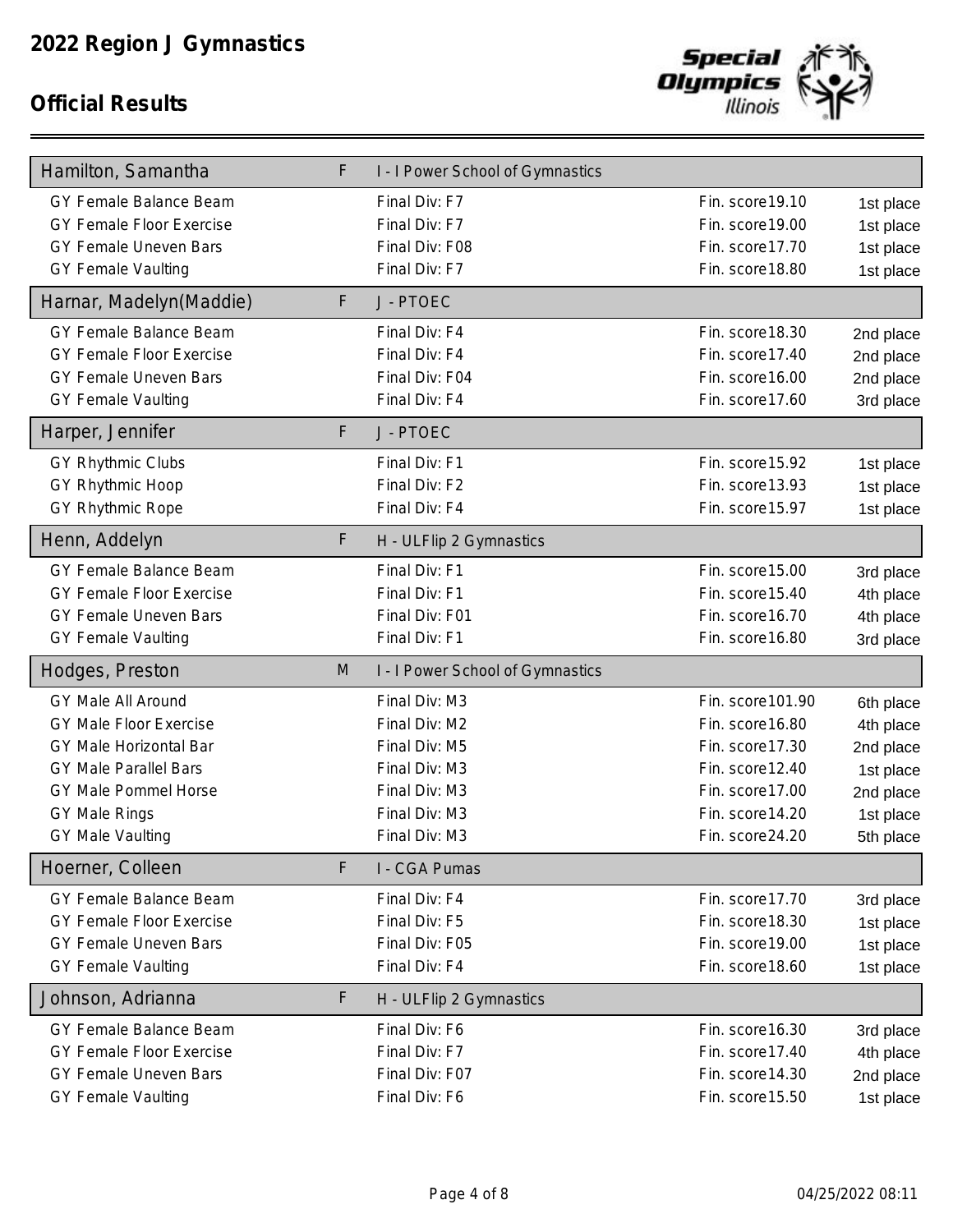# 2022 Region J Gymnastics

## Official Results

| Athlete | Gender | Team | | |
|---|---|---|---|---|
| **Hamilton, Samantha** | F | I - I Power School of Gymnastics | | |
| GY Female Balance Beam | | Final Div: F7 | Fin. score19.10 | 1st place |
| GY Female Floor Exercise | | Final Div: F7 | Fin. score19.00 | 1st place |
| GY Female Uneven Bars | | Final Div: F08 | Fin. score17.70 | 1st place |
| GY Female Vaulting | | Final Div: F7 | Fin. score18.80 | 1st place |
| **Harnar, Madelyn(Maddie)** | F | J - PTOEC | | |
| GY Female Balance Beam | | Final Div: F4 | Fin. score18.30 | 2nd place |
| GY Female Floor Exercise | | Final Div: F4 | Fin. score17.40 | 2nd place |
| GY Female Uneven Bars | | Final Div: F04 | Fin. score16.00 | 2nd place |
| GY Female Vaulting | | Final Div: F4 | Fin. score17.60 | 3rd place |
| **Harper, Jennifer** | F | J - PTOEC | | |
| GY Rhythmic Clubs | | Final Div: F1 | Fin. score15.92 | 1st place |
| GY Rhythmic Hoop | | Final Div: F2 | Fin. score13.93 | 1st place |
| GY Rhythmic Rope | | Final Div: F4 | Fin. score15.97 | 1st place |
| **Henn, Addelyn** | F | H - ULFlip 2 Gymnastics | | |
| GY Female Balance Beam | | Final Div: F1 | Fin. score15.00 | 3rd place |
| GY Female Floor Exercise | | Final Div: F1 | Fin. score15.40 | 4th place |
| GY Female Uneven Bars | | Final Div: F01 | Fin. score16.70 | 4th place |
| GY Female Vaulting | | Final Div: F1 | Fin. score16.80 | 3rd place |
| **Hodges, Preston** | M | I - I Power School of Gymnastics | | |
| GY Male All Around | | Final Div: M3 | Fin. score101.90 | 6th place |
| GY Male Floor Exercise | | Final Div: M2 | Fin. score16.80 | 4th place |
| GY Male Horizontal Bar | | Final Div: M5 | Fin. score17.30 | 2nd place |
| GY Male Parallel Bars | | Final Div: M3 | Fin. score12.40 | 1st place |
| GY Male Pommel Horse | | Final Div: M3 | Fin. score17.00 | 2nd place |
| GY Male Rings | | Final Div: M3 | Fin. score14.20 | 1st place |
| GY Male Vaulting | | Final Div: M3 | Fin. score24.20 | 5th place |
| **Hoerner, Colleen** | F | I - CGA Pumas | | |
| GY Female Balance Beam | | Final Div: F4 | Fin. score17.70 | 3rd place |
| GY Female Floor Exercise | | Final Div: F5 | Fin. score18.30 | 1st place |
| GY Female Uneven Bars | | Final Div: F05 | Fin. score19.00 | 1st place |
| GY Female Vaulting | | Final Div: F4 | Fin. score18.60 | 1st place |
| **Johnson, Adrianna** | F | H - ULFlip 2 Gymnastics | | |
| GY Female Balance Beam | | Final Div: F6 | Fin. score16.30 | 3rd place |
| GY Female Floor Exercise | | Final Div: F7 | Fin. score17.40 | 4th place |
| GY Female Uneven Bars | | Final Div: F07 | Fin. score14.30 | 2nd place |
| GY Female Vaulting | | Final Div: F6 | Fin. score15.50 | 1st place |

04/25/2022 08:11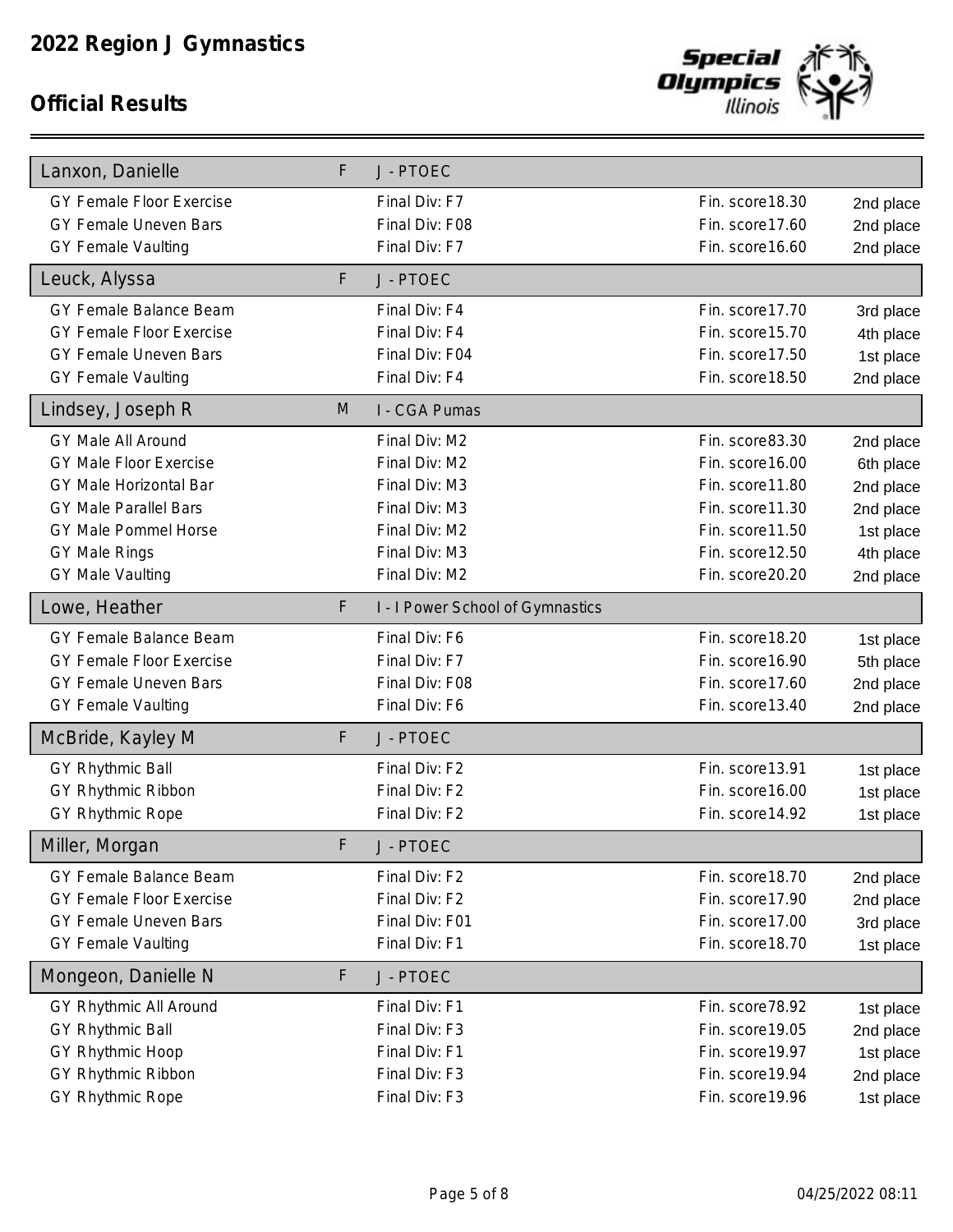# 2022 Region J Gymnastics

## Official Results

| Athlete | Gender | Team | | |
|---|---|---|---|---|
| **Lanxon, Danielle** | F | J - PTOEC | | |
| GY Female Floor Exercise | | Final Div: F7 | Fin. score 18.30 | 2nd place |
| GY Female Uneven Bars | | Final Div: F08 | Fin. score 17.60 | 2nd place |
| GY Female Vaulting | | Final Div: F7 | Fin. score 16.60 | 2nd place |
| **Leuck, Alyssa** | F | J - PTOEC | | |
| GY Female Balance Beam | | Final Div: F4 | Fin. score 17.70 | 3rd place |
| GY Female Floor Exercise | | Final Div: F4 | Fin. score 15.70 | 4th place |
| GY Female Uneven Bars | | Final Div: F04 | Fin. score 17.50 | 1st place |
| GY Female Vaulting | | Final Div: F4 | Fin. score 18.50 | 2nd place |
| **Lindsey, Joseph R** | M | I - CGA Pumas | | |
| GY Male All Around | | Final Div: M2 | Fin. score 83.30 | 2nd place |
| GY Male Floor Exercise | | Final Div: M2 | Fin. score 16.00 | 6th place |
| GY Male Horizontal Bar | | Final Div: M3 | Fin. score 11.80 | 2nd place |
| GY Male Parallel Bars | | Final Div: M3 | Fin. score 11.30 | 2nd place |
| GY Male Pommel Horse | | Final Div: M2 | Fin. score 11.50 | 1st place |
| GY Male Rings | | Final Div: M3 | Fin. score 12.50 | 4th place |
| GY Male Vaulting | | Final Div: M2 | Fin. score 20.20 | 2nd place |
| **Lowe, Heather** | F | I - I Power School of Gymnastics | | |
| GY Female Balance Beam | | Final Div: F6 | Fin. score 18.20 | 1st place |
| GY Female Floor Exercise | | Final Div: F7 | Fin. score 16.90 | 5th place |
| GY Female Uneven Bars | | Final Div: F08 | Fin. score 17.60 | 2nd place |
| GY Female Vaulting | | Final Div: F6 | Fin. score 13.40 | 2nd place |
| **McBride, Kayley M** | F | J - PTOEC | | |
| GY Rhythmic Ball | | Final Div: F2 | Fin. score 13.91 | 1st place |
| GY Rhythmic Ribbon | | Final Div: F2 | Fin. score 16.00 | 1st place |
| GY Rhythmic Rope | | Final Div: F2 | Fin. score 14.92 | 1st place |
| **Miller, Morgan** | F | J - PTOEC | | |
| GY Female Balance Beam | | Final Div: F2 | Fin. score 18.70 | 2nd place |
| GY Female Floor Exercise | | Final Div: F2 | Fin. score 17.90 | 2nd place |
| GY Female Uneven Bars | | Final Div: F01 | Fin. score 17.00 | 3rd place |
| GY Female Vaulting | | Final Div: F1 | Fin. score 18.70 | 1st place |
| **Mongeon, Danielle N** | F | J - PTOEC | | |
| GY Rhythmic All Around | | Final Div: F1 | Fin. score 78.92 | 1st place |
| GY Rhythmic Ball | | Final Div: F3 | Fin. score 19.05 | 2nd place |
| GY Rhythmic Hoop | | Final Div: F1 | Fin. score 19.97 | 1st place |
| GY Rhythmic Ribbon | | Final Div: F3 | Fin. score 19.94 | 2nd place |
| GY Rhythmic Rope | | Final Div: F3 | Fin. score 19.96 | 1st place |

04/25/2022 08:11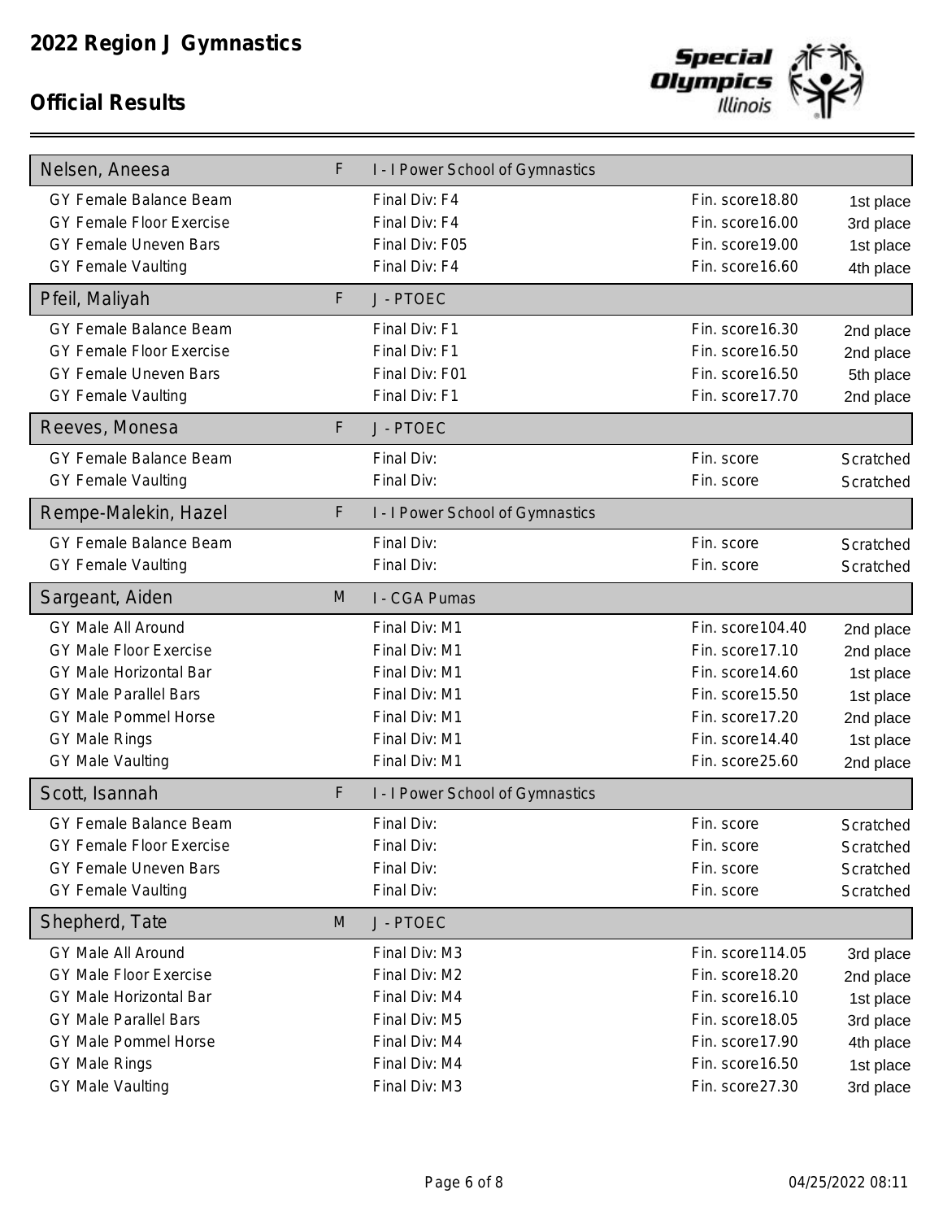# 2022 Region J Gymnastics

## Official Results

| Athlete | Gender | Team | | |
|---|---|---|---|---|
| **Nelsen, Aneesa** | F | I - I Power School of Gymnastics | | |
| GY Female Balance Beam | | Final Div: F4 | Fin. score18.80 | 1st place |
| GY Female Floor Exercise | | Final Div: F4 | Fin. score16.00 | 3rd place |
| GY Female Uneven Bars | | Final Div: F05 | Fin. score19.00 | 1st place |
| GY Female Vaulting | | Final Div: F4 | Fin. score16.60 | 4th place |
| **Pfeil, Maliyah** | F | J - PTOEC | | |
| GY Female Balance Beam | | Final Div: F1 | Fin. score16.30 | 2nd place |
| GY Female Floor Exercise | | Final Div: F1 | Fin. score16.50 | 2nd place |
| GY Female Uneven Bars | | Final Div: F01 | Fin. score16.50 | 5th place |
| GY Female Vaulting | | Final Div: F1 | Fin. score17.70 | 2nd place |
| **Reeves, Monesa** | F | J - PTOEC | | |
| GY Female Balance Beam | | Final Div: | Fin. score | Scratched |
| GY Female Vaulting | | Final Div: | Fin. score | Scratched |
| **Rempe-Malekin, Hazel** | F | I - I Power School of Gymnastics | | |
| GY Female Balance Beam | | Final Div: | Fin. score | Scratched |
| GY Female Vaulting | | Final Div: | Fin. score | Scratched |
| **Sargeant, Aiden** | M | I - CGA Pumas | | |
| GY Male All Around | | Final Div: M1 | Fin. score104.40 | 2nd place |
| GY Male Floor Exercise | | Final Div: M1 | Fin. score17.10 | 2nd place |
| GY Male Horizontal Bar | | Final Div: M1 | Fin. score14.60 | 1st place |
| GY Male Parallel Bars | | Final Div: M1 | Fin. score15.50 | 1st place |
| GY Male Pommel Horse | | Final Div: M1 | Fin. score17.20 | 2nd place |
| GY Male Rings | | Final Div: M1 | Fin. score14.40 | 1st place |
| GY Male Vaulting | | Final Div: M1 | Fin. score25.60 | 2nd place |
| **Scott, Isannah** | F | I - I Power School of Gymnastics | | |
| GY Female Balance Beam | | Final Div: | Fin. score | Scratched |
| GY Female Floor Exercise | | Final Div: | Fin. score | Scratched |
| GY Female Uneven Bars | | Final Div: | Fin. score | Scratched |
| GY Female Vaulting | | Final Div: | Fin. score | Scratched |
| **Shepherd, Tate** | M | J - PTOEC | | |
| GY Male All Around | | Final Div: M3 | Fin. score114.05 | 3rd place |
| GY Male Floor Exercise | | Final Div: M2 | Fin. score18.20 | 2nd place |
| GY Male Horizontal Bar | | Final Div: M4 | Fin. score16.10 | 1st place |
| GY Male Parallel Bars | | Final Div: M5 | Fin. score18.05 | 3rd place |
| GY Male Pommel Horse | | Final Div: M4 | Fin. score17.90 | 4th place |
| GY Male Rings | | Final Div: M4 | Fin. score16.50 | 1st place |
| GY Male Vaulting | | Final Div: M3 | Fin. score27.30 | 3rd place |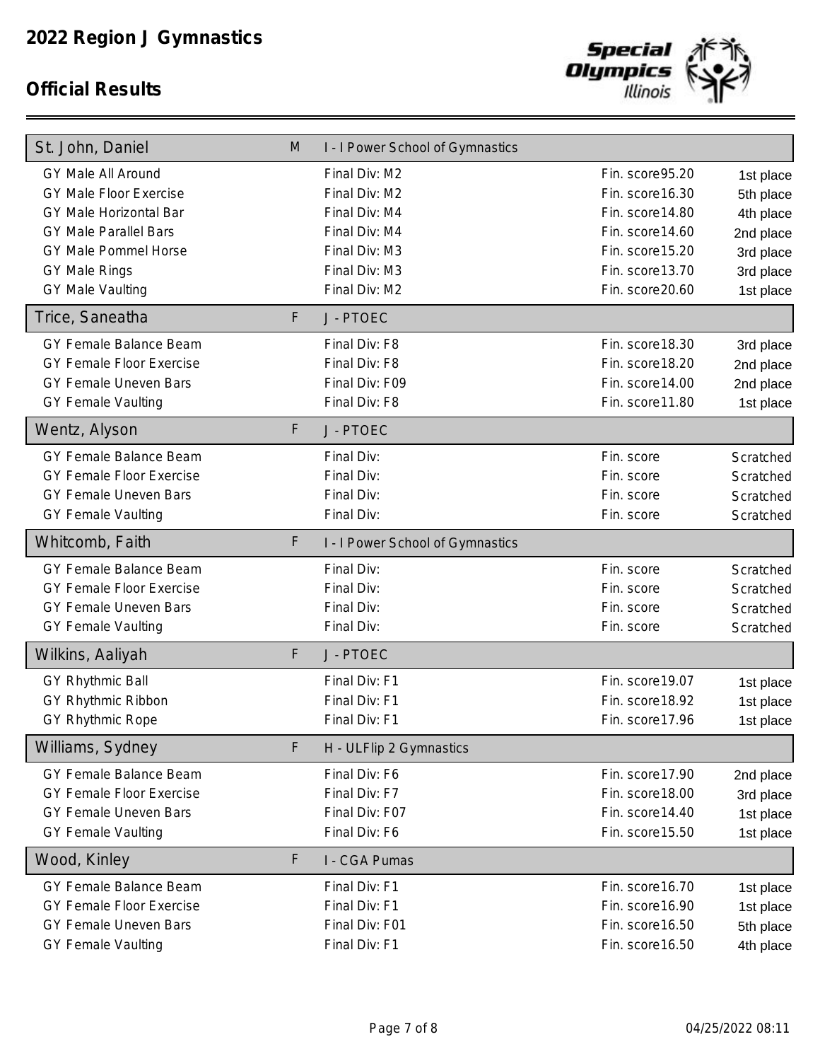# 2022 Region J Gymnastics

## Official Results

Special Olympics Illinois

| St. John, Daniel | M | I - I Power School of Gymnastics | | |
|---|---|---|---|---|
| GY Male All Around | | Final Div: M2 | Fin. score 95.20 | 1st place |
| GY Male Floor Exercise | | Final Div: M2 | Fin. score 16.30 | 5th place |
| GY Male Horizontal Bar | | Final Div: M4 | Fin. score 14.80 | 4th place |
| GY Male Parallel Bars | | Final Div: M4 | Fin. score 14.60 | 2nd place |
| GY Male Pommel Horse | | Final Div: M3 | Fin. score 15.20 | 3rd place |
| GY Male Rings | | Final Div: M3 | Fin. score 13.70 | 3rd place |
| GY Male Vaulting | | Final Div: M2 | Fin. score 20.60 | 1st place |

| Trice, Saneatha | F | J - PTOEC | | |
|---|---|---|---|---|
| GY Female Balance Beam | | Final Div: F8 | Fin. score 18.30 | 3rd place |
| GY Female Floor Exercise | | Final Div: F8 | Fin. score 18.20 | 2nd place |
| GY Female Uneven Bars | | Final Div: F09 | Fin. score 14.00 | 2nd place |
| GY Female Vaulting | | Final Div: F8 | Fin. score 11.80 | 1st place |

| Wentz, Alyson | F | J - PTOEC | | |
|---|---|---|---|---|
| GY Female Balance Beam | | Final Div: | Fin. score | Scratched |
| GY Female Floor Exercise | | Final Div: | Fin. score | Scratched |
| GY Female Uneven Bars | | Final Div: | Fin. score | Scratched |
| GY Female Vaulting | | Final Div: | Fin. score | Scratched |

| Whitcomb, Faith | F | I - I Power School of Gymnastics | | |
|---|---|---|---|---|
| GY Female Balance Beam | | Final Div: | Fin. score | Scratched |
| GY Female Floor Exercise | | Final Div: | Fin. score | Scratched |
| GY Female Uneven Bars | | Final Div: | Fin. score | Scratched |
| GY Female Vaulting | | Final Div: | Fin. score | Scratched |

| Wilkins, Aaliyah | F | J - PTOEC | | |
|---|---|---|---|---|
| GY Rhythmic Ball | | Final Div: F1 | Fin. score 19.07 | 1st place |
| GY Rhythmic Ribbon | | Final Div: F1 | Fin. score 18.92 | 1st place |
| GY Rhythmic Rope | | Final Div: F1 | Fin. score 17.96 | 1st place |

| Williams, Sydney | F | H - ULFlip 2 Gymnastics | | |
|---|---|---|---|---|
| GY Female Balance Beam | | Final Div: F6 | Fin. score 17.90 | 2nd place |
| GY Female Floor Exercise | | Final Div: F7 | Fin. score 18.00 | 3rd place |
| GY Female Uneven Bars | | Final Div: F07 | Fin. score 14.40 | 1st place |
| GY Female Vaulting | | Final Div: F6 | Fin. score 15.50 | 1st place |

| Wood, Kinley | F | I - CGA Pumas | | |
|---|---|---|---|---|
| GY Female Balance Beam | | Final Div: F1 | Fin. score 16.70 | 1st place |
| GY Female Floor Exercise | | Final Div: F1 | Fin. score 16.90 | 1st place |
| GY Female Uneven Bars | | Final Div: F01 | Fin. score 16.50 | 5th place |
| GY Female Vaulting | | Final Div: F1 | Fin. score 16.50 | 4th place |

04/25/2022 08:11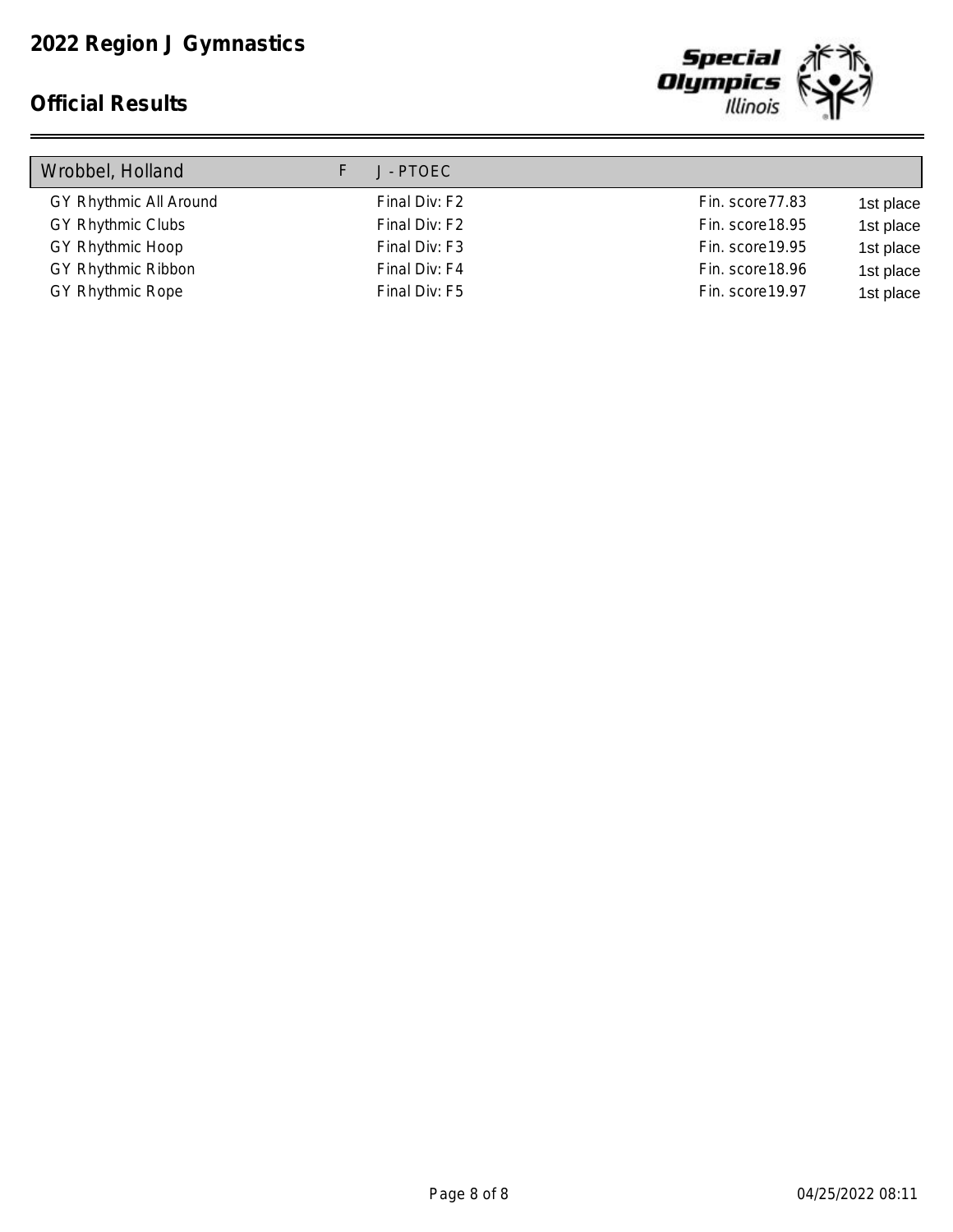# 2022 Region J Gymnastics

## Official Results

| Wrobbel, Holland | F | J - PTOEC | |
|---|---|---|---|
| GY Rhythmic All Around | Final Div: F2 | Fin. score 77.83 | 1st place |
| GY Rhythmic Clubs | Final Div: F2 | Fin. score 18.95 | 1st place |
| GY Rhythmic Hoop | Final Div: F3 | Fin. score 19.95 | 1st place |
| GY Rhythmic Ribbon | Final Div: F4 | Fin. score 18.96 | 1st place |
| GY Rhythmic Rope | Final Div: F5 | Fin. score 19.97 | 1st place |

04/25/2022 08:11